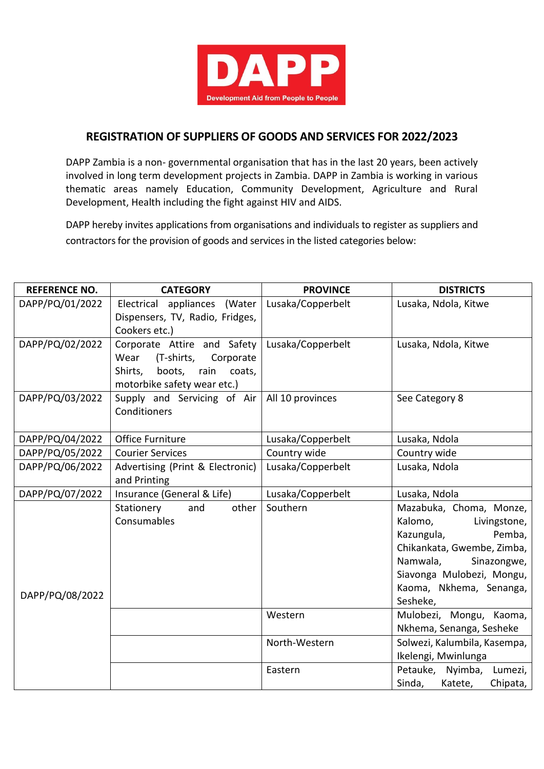**DAPP**
**Development Aid from People to People**

## REGISTRATION OF SUPPLIERS OF GOODS AND SERVICES FOR 2022/2023

DAPP Zambia is a non- governmental organisation that has in the last 20 years, been actively involved in long term development projects in Zambia. DAPP in Zambia is working in various thematic areas namely Education, Community Development, Agriculture and Rural Development, Health including the fight against HIV and AIDS.

DAPP hereby invites applications from organisations and individuals to register as suppliers and contractors for the provision of goods and services in the listed categories below:

| REFERENCE NO. | CATEGORY | PROVINCE | DISTRICTS |
|---|---|---|---|
| DAPP/PQ/01/2022 | Electrical appliances (Water Dispensers, TV, Radio, Fridges, Cookers etc.) | Lusaka/Copperbelt | Lusaka, Ndola, Kitwe |
| DAPP/PQ/02/2022 | Corporate Attire and Safety Wear (T-shirts, Corporate Shirts, boots, rain coats, motorbike safety wear etc.) | Lusaka/Copperbelt | Lusaka, Ndola, Kitwe |
| DAPP/PQ/03/2022 | Supply and Servicing of Air Conditioners | All 10 provinces | See Category 8 |
| DAPP/PQ/04/2022 | Office Furniture | Lusaka/Copperbelt | Lusaka, Ndola |
| DAPP/PQ/05/2022 | Courier Services | Country wide | Country wide |
| DAPP/PQ/06/2022 | Advertising (Print & Electronic) and Printing | Lusaka/Copperbelt | Lusaka, Ndola |
| DAPP/PQ/07/2022 | Insurance (General & Life) | Lusaka/Copperbelt | Lusaka, Ndola |
| DAPP/PQ/08/2022 | Stationery and other Consumables | Southern | Mazabuka, Choma, Monze, Kalomo, Livingstone, Kazungula, Pemba, Chikankata, Gwembe, Zimba, Namwala, Sinazongwe, Siavonga Mulobezi, Mongu, Kaoma, Nkhema, Senanga, Sesheke, |
| | | Western | Mulobezi, Mongu, Kaoma, Nkhema, Senanga, Sesheke |
| | | North-Western | Solwezi, Kalumbila, Kasempa, Ikelengi, Mwinlunga |
| | | Eastern | Petauke, Nyimba, Lumezi, Sinda, Katete, Chipata, |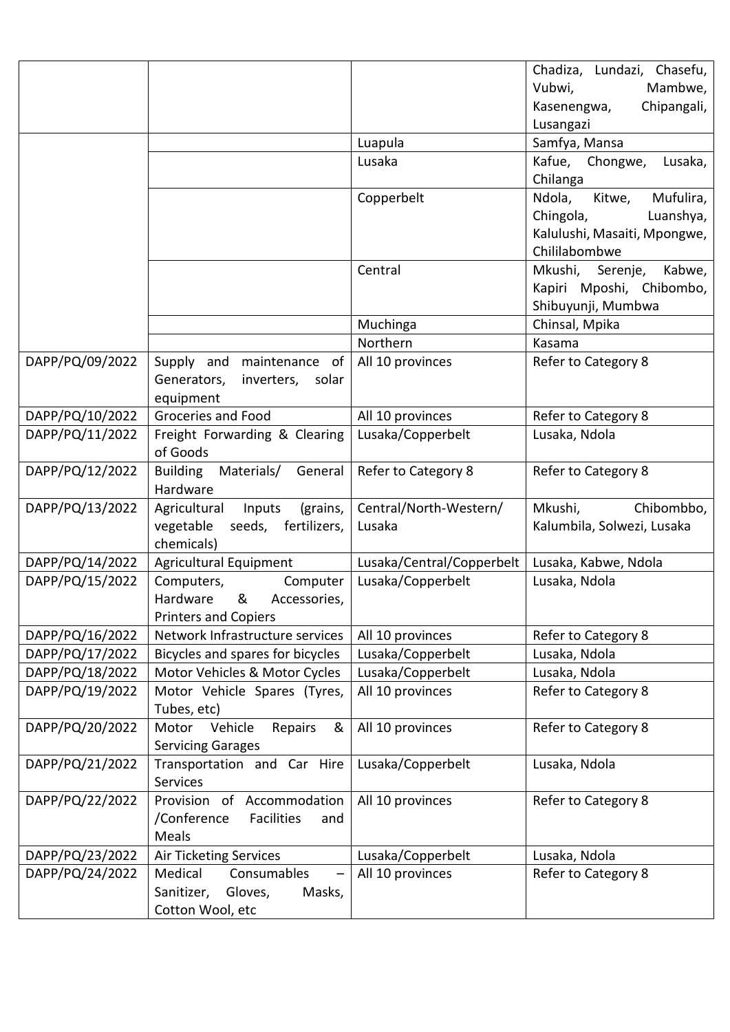| | | | |
|---|---|---|---|
| | | | Chadiza, Lundazi, Chasefu, Vubwi, Mambwe, Kasenengwa, Chipangali, Lusangazi |
| | | Luapula | Samfya, Mansa |
| | | Lusaka | Kafue, Chongwe, Lusaka, Chilanga |
| | | Copperbelt | Ndola, Kitwe, Mufulira, Chingola, Luanshya, Kalulushi, Masaiti, Mpongwe, Chililabombwe |
| | | Central | Mkushi, Serenje, Kabwe, Kapiri Mposhi, Chibombo, Shibuyunji, Mumbwa |
| | | Muchinga | Chinsal, Mpika |
| | | Northern | Kasama |
| DAPP/PQ/09/2022 | Supply and maintenance of Generators, inverters, solar equipment | All 10 provinces | Refer to Category 8 |
| DAPP/PQ/10/2022 | Groceries and Food | All 10 provinces | Refer to Category 8 |
| DAPP/PQ/11/2022 | Freight Forwarding & Clearing of Goods | Lusaka/Copperbelt | Lusaka, Ndola |
| DAPP/PQ/12/2022 | Building Materials/ General Hardware | Refer to Category 8 | Refer to Category 8 |
| DAPP/PQ/13/2022 | Agricultural Inputs (grains, vegetable seeds, fertilizers, chemicals) | Central/North-Western/ Lusaka | Mkushi, Chibombbo, Kalumbila, Solwezi, Lusaka |
| DAPP/PQ/14/2022 | Agricultural Equipment | Lusaka/Central/Copperbelt | Lusaka, Kabwe, Ndola |
| DAPP/PQ/15/2022 | Computers, Computer Hardware & Accessories, Printers and Copiers | Lusaka/Copperbelt | Lusaka, Ndola |
| DAPP/PQ/16/2022 | Network Infrastructure services | All 10 provinces | Refer to Category 8 |
| DAPP/PQ/17/2022 | Bicycles and spares for bicycles | Lusaka/Copperbelt | Lusaka, Ndola |
| DAPP/PQ/18/2022 | Motor Vehicles & Motor Cycles | Lusaka/Copperbelt | Lusaka, Ndola |
| DAPP/PQ/19/2022 | Motor Vehicle Spares (Tyres, Tubes, etc) | All 10 provinces | Refer to Category 8 |
| DAPP/PQ/20/2022 | Motor Vehicle Repairs & Servicing Garages | All 10 provinces | Refer to Category 8 |
| DAPP/PQ/21/2022 | Transportation and Car Hire Services | Lusaka/Copperbelt | Lusaka, Ndola |
| DAPP/PQ/22/2022 | Provision of Accommodation /Conference Facilities and Meals | All 10 provinces | Refer to Category 8 |
| DAPP/PQ/23/2022 | Air Ticketing Services | Lusaka/Copperbelt | Lusaka, Ndola |
| DAPP/PQ/24/2022 | Medical Consumables – Sanitizer, Gloves, Masks, Cotton Wool, etc | All 10 provinces | Refer to Category 8 |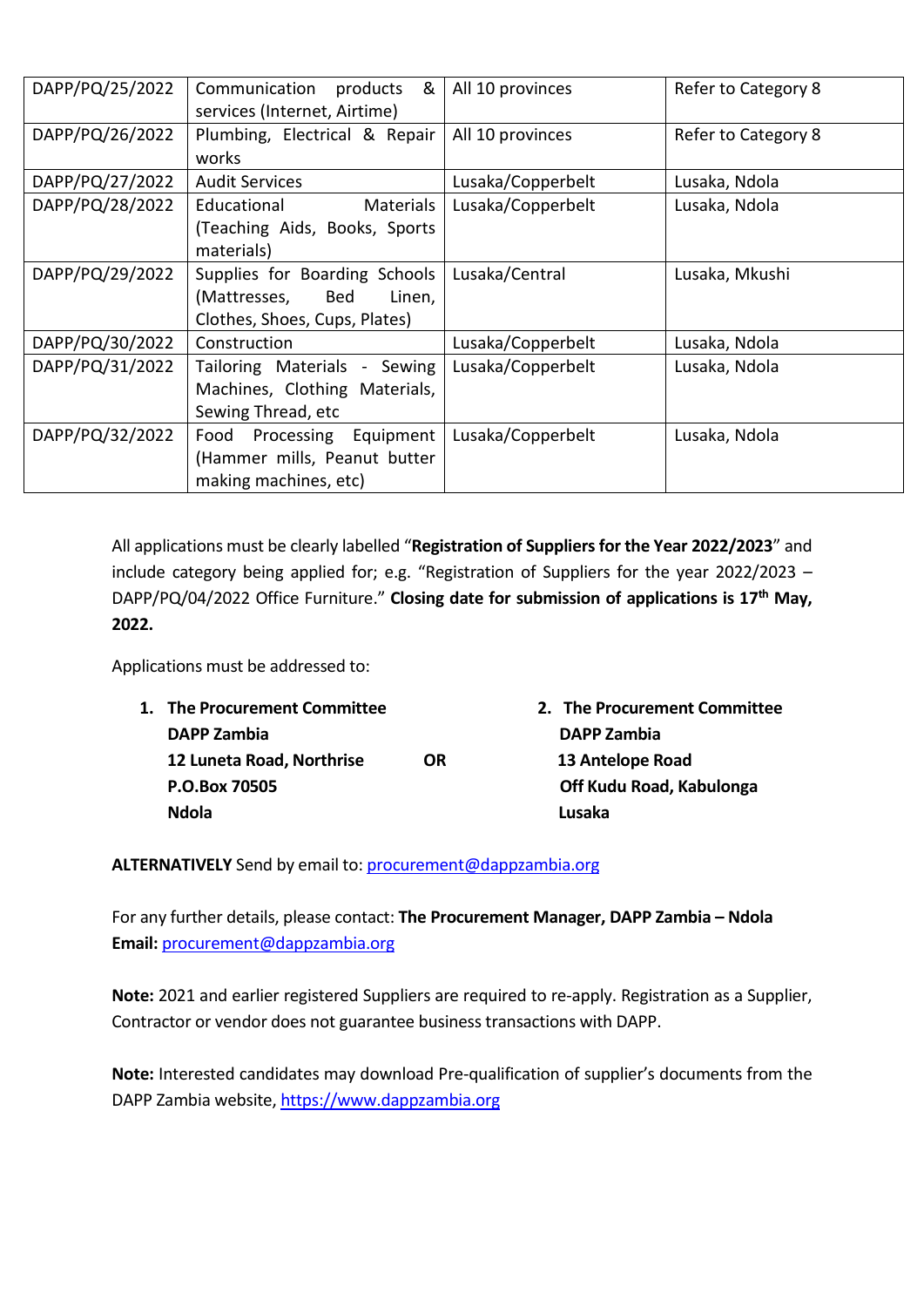| | | | |
|---|---|---|---|
| DAPP/PQ/25/2022 | Communication products & services (Internet, Airtime) | All 10 provinces | Refer to Category 8 |
| DAPP/PQ/26/2022 | Plumbing, Electrical & Repair works | All 10 provinces | Refer to Category 8 |
| DAPP/PQ/27/2022 | Audit Services | Lusaka/Copperbelt | Lusaka, Ndola |
| DAPP/PQ/28/2022 | Educational Materials (Teaching Aids, Books, Sports materials) | Lusaka/Copperbelt | Lusaka, Ndola |
| DAPP/PQ/29/2022 | Supplies for Boarding Schools (Mattresses, Bed Linen, Clothes, Shoes, Cups, Plates) | Lusaka/Central | Lusaka, Mkushi |
| DAPP/PQ/30/2022 | Construction | Lusaka/Copperbelt | Lusaka, Ndola |
| DAPP/PQ/31/2022 | Tailoring Materials - Sewing Machines, Clothing Materials, Sewing Thread, etc | Lusaka/Copperbelt | Lusaka, Ndola |
| DAPP/PQ/32/2022 | Food Processing Equipment (Hammer mills, Peanut butter making machines, etc) | Lusaka/Copperbelt | Lusaka, Ndola |

All applications must be clearly labelled "**Registration of Suppliers for the Year 2022/2023**" and include category being applied for; e.g. "Registration of Suppliers for the year 2022/2023 – DAPP/PQ/04/2022 Office Furniture." **Closing date for submission of applications is 17th May, 2022.**

Applications must be addressed to:

1. **The Procurement Committee**
   **DAPP Zambia**
   **12 Luneta Road, Northrise**
   **P.O.Box 70505**
   **Ndola**

**OR**

2. **The Procurement Committee**
   **DAPP Zambia**
   **13 Antelope Road**
   **Off Kudu Road, Kabulonga**
   **Lusaka**

**ALTERNATIVELY** Send by email to: procurement@dappzambia.org

For any further details, please contact: **The Procurement Manager, DAPP Zambia – Ndola**
**Email:** procurement@dappzambia.org

**Note:** 2021 and earlier registered Suppliers are required to re-apply. Registration as a Supplier, Contractor or vendor does not guarantee business transactions with DAPP.

**Note:** Interested candidates may download Pre-qualification of supplier's documents from the DAPP Zambia website, https://www.dappzambia.org